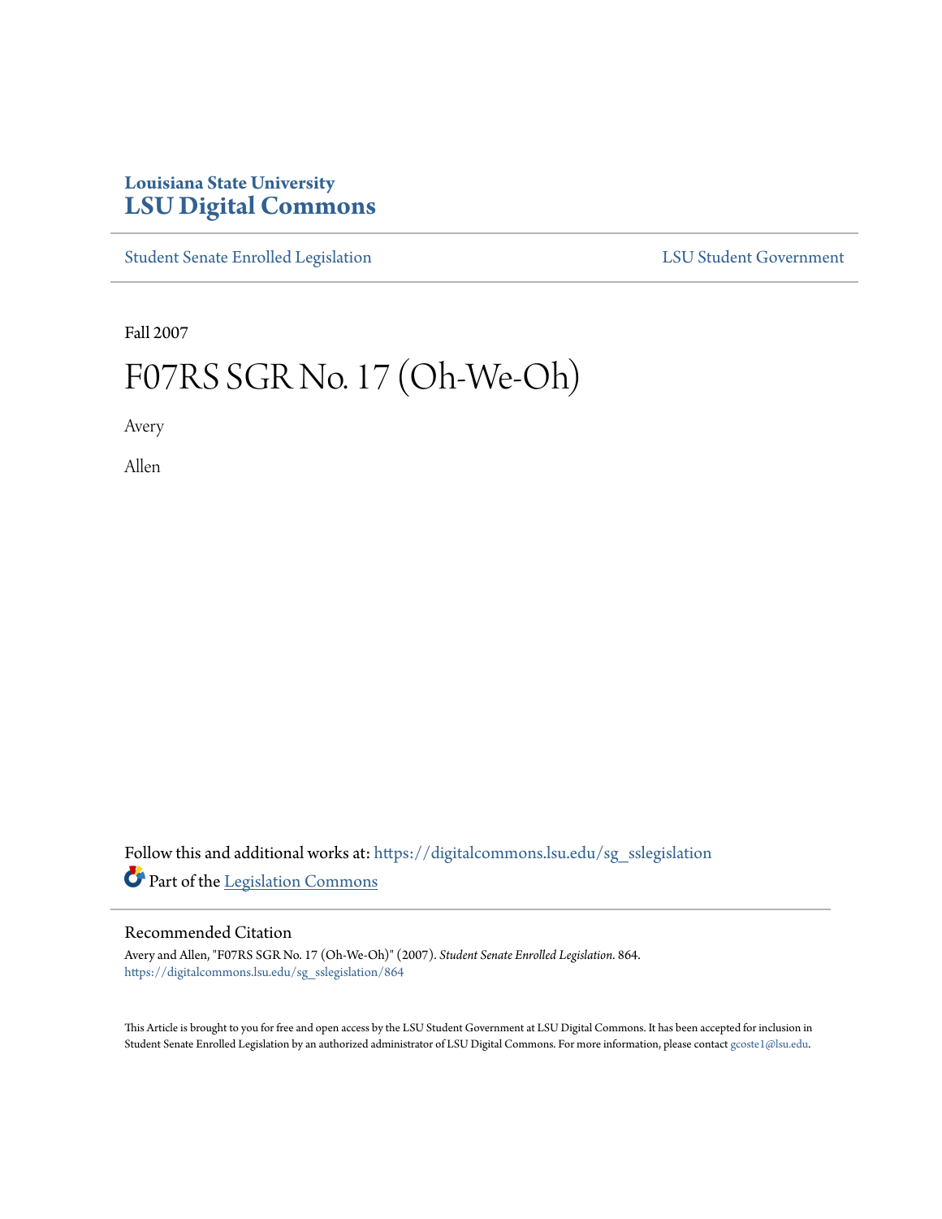Louisiana State University
**LSU Digital Commons**

Student Senate Enrolled Legislation | LSU Student Government

Fall 2007

# F07RS SGR No. 17 (Oh-We-Oh)

Avery

Allen

Follow this and additional works at: https://digitalcommons.lsu.edu/sg_sslegislation

Part of the Legislation Commons

## Recommended Citation

Avery and Allen, "F07RS SGR No. 17 (Oh-We-Oh)" (2007). *Student Senate Enrolled Legislation*. 864.
https://digitalcommons.lsu.edu/sg_sslegislation/864

This Article is brought to you for free and open access by the LSU Student Government at LSU Digital Commons. It has been accepted for inclusion in Student Senate Enrolled Legislation by an authorized administrator of LSU Digital Commons. For more information, please contact gcoste1@lsu.edu.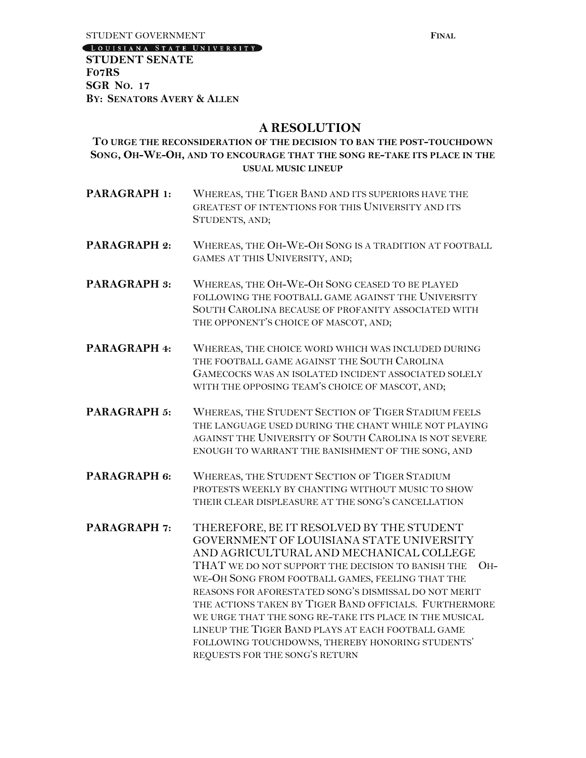STUDENT GOVERNMENT **FINAL**

LOUISIANA STATE UNIVERSITY

**STUDENT SENATE**
**F07RS**
**SGR NO. 17**
**BY: SENATORS AVERY & ALLEN**

# A RESOLUTION

### TO URGE THE RECONSIDERATION OF THE DECISION TO BAN THE POST-TOUCHDOWN SONG, OH-WE-OH, AND TO ENCOURAGE THAT THE SONG RE-TAKE ITS PLACE IN THE USUAL MUSIC LINEUP

**PARAGRAPH 1:** WHEREAS, THE TIGER BAND AND ITS SUPERIORS HAVE THE GREATEST OF INTENTIONS FOR THIS UNIVERSITY AND ITS STUDENTS, AND;

**PARAGRAPH 2:** WHEREAS, THE OH-WE-OH SONG IS A TRADITION AT FOOTBALL GAMES AT THIS UNIVERSITY, AND;

**PARAGRAPH 3:** WHEREAS, THE OH-WE-OH SONG CEASED TO BE PLAYED FOLLOWING THE FOOTBALL GAME AGAINST THE UNIVERSITY SOUTH CAROLINA BECAUSE OF PROFANITY ASSOCIATED WITH THE OPPONENT'S CHOICE OF MASCOT, AND;

**PARAGRAPH 4:** WHEREAS, THE CHOICE WORD WHICH WAS INCLUDED DURING THE FOOTBALL GAME AGAINST THE SOUTH CAROLINA GAMECOCKS WAS AN ISOLATED INCIDENT ASSOCIATED SOLELY WITH THE OPPOSING TEAM'S CHOICE OF MASCOT, AND;

**PARAGRAPH 5:** WHEREAS, THE STUDENT SECTION OF TIGER STADIUM FEELS THE LANGUAGE USED DURING THE CHANT WHILE NOT PLAYING AGAINST THE UNIVERSITY OF SOUTH CAROLINA IS NOT SEVERE ENOUGH TO WARRANT THE BANISHMENT OF THE SONG, AND

**PARAGRAPH 6:** WHEREAS, THE STUDENT SECTION OF TIGER STADIUM PROTESTS WEEKLY BY CHANTING WITHOUT MUSIC TO SHOW THEIR CLEAR DISPLEASURE AT THE SONG'S CANCELLATION

**PARAGRAPH 7:** THEREFORE, BE IT RESOLVED BY THE STUDENT GOVERNMENT OF LOUISIANA STATE UNIVERSITY AND AGRICULTURAL AND MECHANICAL COLLEGE THAT WE DO NOT SUPPORT THE DECISION TO BANISH THE OH-WE-OH SONG FROM FOOTBALL GAMES, FEELING THAT THE REASONS FOR AFORESTATED SONG'S DISMISSAL DO NOT MERIT THE ACTIONS TAKEN BY TIGER BAND OFFICIALS. FURTHERMORE WE URGE THAT THE SONG RE-TAKE ITS PLACE IN THE MUSICAL LINEUP THE TIGER BAND PLAYS AT EACH FOOTBALL GAME FOLLOWING TOUCHDOWNS, THEREBY HONORING STUDENTS' REQUESTS FOR THE SONG'S RETURN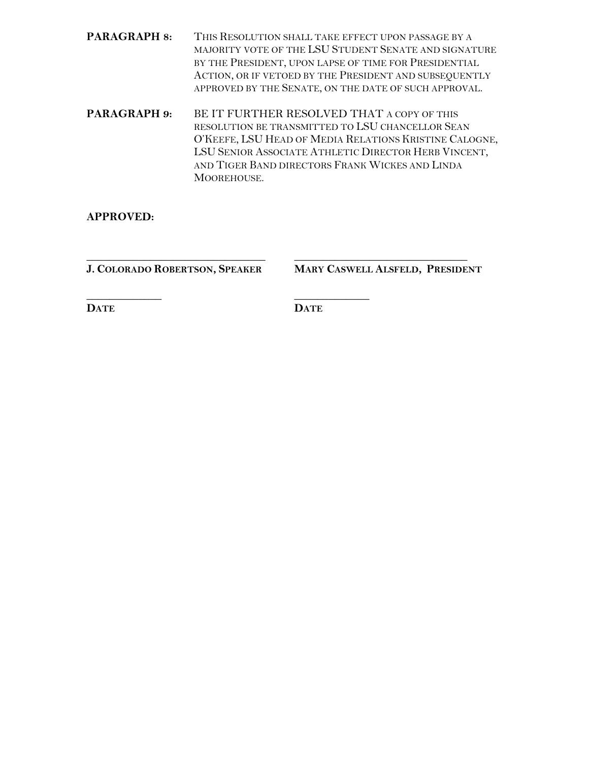**PARAGRAPH 8:** THIS RESOLUTION SHALL TAKE EFFECT UPON PASSAGE BY A MAJORITY VOTE OF THE LSU STUDENT SENATE AND SIGNATURE BY THE PRESIDENT, UPON LAPSE OF TIME FOR PRESIDENTIAL ACTION, OR IF VETOED BY THE PRESIDENT AND SUBSEQUENTLY APPROVED BY THE SENATE, ON THE DATE OF SUCH APPROVAL.

**PARAGRAPH 9:** BE IT FURTHER RESOLVED THAT A COPY OF THIS RESOLUTION BE TRANSMITTED TO LSU CHANCELLOR SEAN O'KEEFE, LSU HEAD OF MEDIA RELATIONS KRISTINE CALOGNE, LSU SENIOR ASSOCIATE ATHLETIC DIRECTOR HERB VINCENT, AND TIGER BAND DIRECTORS FRANK WICKES AND LINDA MOOREHOUSE.

**APPROVED:**

_______________________________ _______________________________
**J. COLORADO ROBERTSON, SPEAKER** **MARY CASWELL ALSFELD, PRESIDENT**

_____________ _____________
**DATE** **DATE**